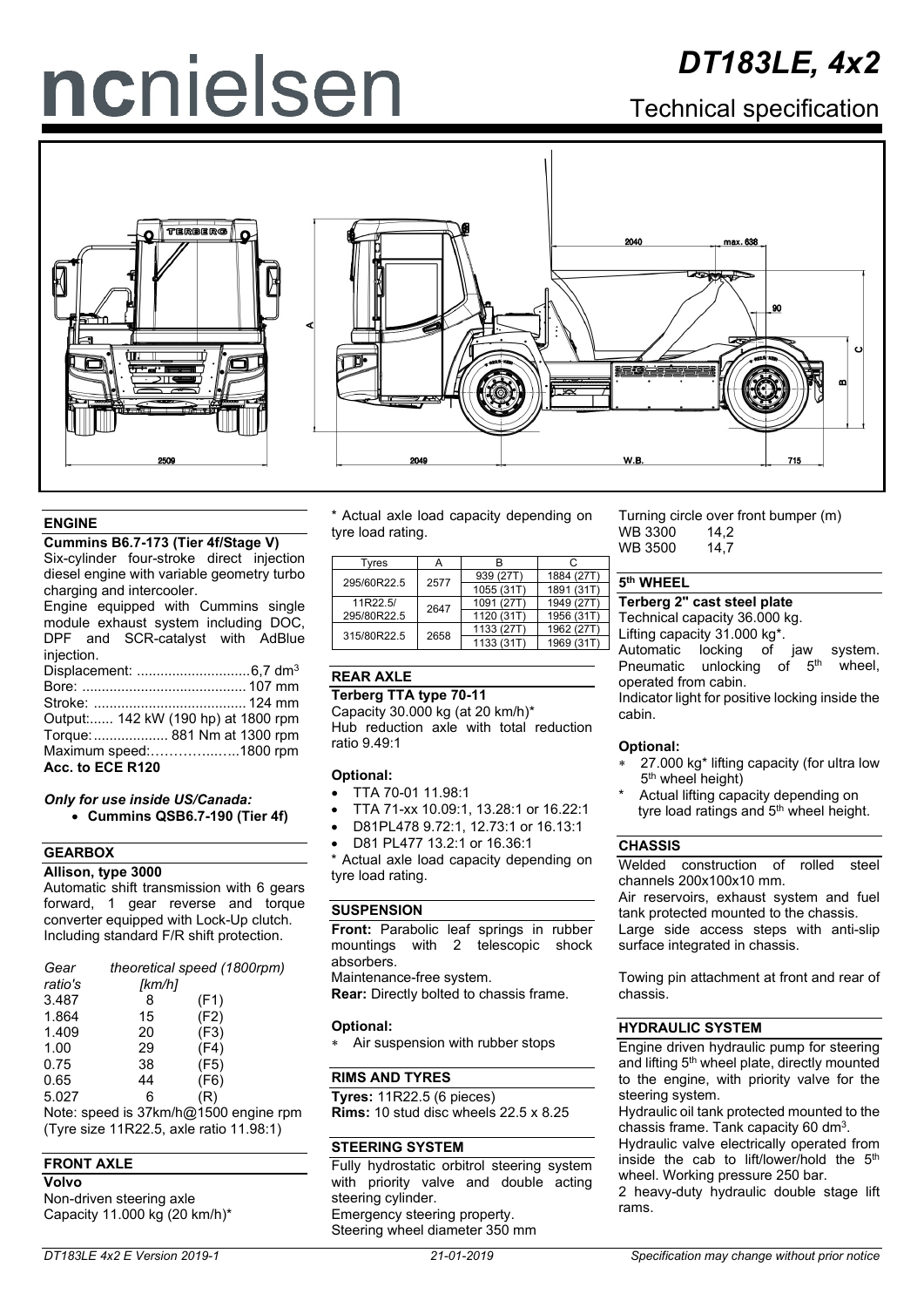# DT183LE, 4x2

## Technical specification

### ENGINE

**Cummins B6.7-173 (Tier 4f/Stage V)**

Six-cylinder four-stroke direct injection diesel engine with variable geometry turbo charging and intercooler.

Engine equipped with Cummins single module exhaust system including DOC, DPF and SCR-catalyst with AdBlue injection.

Displacement: ............................6,7 dm³
Bore: .......................................... 107 mm
Stroke: ....................................... 124 mm
Output:...... 142 kW (190 hp) at 1800 rpm
Torque:................... 881 Nm at 1300 rpm
Maximum speed:……………..…..1800 rpm

**Acc. to ECE R120**

***Only for use inside US/Canada:***

- **Cummins QSB6.7-190 (Tier 4f)**

### GEARBOX

**Allison, type 3000**

Automatic shift transmission with 6 gears forward, 1 gear reverse and torque converter equipped with Lock-Up clutch. Including standard F/R shift protection.

| *Gear ratio's* | *theoretical speed (1800rpm) [km/h]* | |
|---|---|---|
| 3.487 | 8 | (F1) |
| 1.864 | 15 | (F2) |
| 1.409 | 20 | (F3) |
| 1.00 | 29 | (F4) |
| 0.75 | 38 | (F5) |
| 0.65 | 44 | (F6) |
| 5.027 | 6 | (R) |

Note: speed is 37km/h@1500 engine rpm (Tyre size 11R22.5, axle ratio 11.98:1)

### FRONT AXLE

**Volvo**

Non-driven steering axle
Capacity 11.000 kg (20 km/h)*

* Actual axle load capacity depending on tyre load rating.

| Tyres | A | B | C |
|---|---|---|---|
| 295/60R22.5 | 2577 | 939 (27T) | 1884 (27T) |
| | | 1055 (31T) | 1891 (31T) |
| 11R22.5/ 295/80R22.5 | 2647 | 1091 (27T) | 1949 (27T) |
| | | 1120 (31T) | 1956 (31T) |
| 315/80R22.5 | 2658 | 1133 (27T) | 1962 (27T) |
| | | 1133 (31T) | 1969 (31T) |

### REAR AXLE

**Terberg TTA type 70-11**

Capacity 30.000 kg (at 20 km/h)*
Hub reduction axle with total reduction ratio 9.49:1

**Optional:**

- TTA 70-01 11.98:1
- TTA 71-xx 10.09:1, 13.28:1 or 16.22:1
- D81PL478 9.72:1, 12.73:1 or 16.13:1
- D81 PL477 13.2:1 or 16.36:1

* Actual axle load capacity depending on tyre load rating.

### SUSPENSION

**Front:** Parabolic leaf springs in rubber mountings with 2 telescopic shock absorbers.
Maintenance-free system.
**Rear:** Directly bolted to chassis frame.

**Optional:**

- Air suspension with rubber stops

### RIMS AND TYRES

**Tyres:** 11R22.5 (6 pieces)
**Rims:** 10 stud disc wheels 22.5 x 8.25

### STEERING SYSTEM

Fully hydrostatic orbitrol steering system with priority valve and double acting steering cylinder.
Emergency steering property.
Steering wheel diameter 350 mm

Turning circle over front bumper (m)

| | |
|---|---|
| WB 3300 | 14,2 |
| WB 3500 | 14,7 |

### 5th WHEEL

**Terberg 2" cast steel plate**

Technical capacity 36.000 kg.
Lifting capacity 31.000 kg*.
Automatic locking of jaw system. Pneumatic unlocking of 5th wheel, operated from cabin.
Indicator light for positive locking inside the cabin.

**Optional:**

- 27.000 kg* lifting capacity (for ultra low 5th wheel height)

* Actual lifting capacity depending on tyre load ratings and 5th wheel height.

### CHASSIS

Welded construction of rolled steel channels 200x100x10 mm.
Air reservoirs, exhaust system and fuel tank protected mounted to the chassis.
Large side access steps with anti-slip surface integrated in chassis.

Towing pin attachment at front and rear of chassis.

### HYDRAULIC SYSTEM

Engine driven hydraulic pump for steering and lifting 5th wheel plate, directly mounted to the engine, with priority valve for the steering system.
Hydraulic oil tank protected mounted to the chassis frame. Tank capacity 60 dm³.
Hydraulic valve electrically operated from inside the cab to lift/lower/hold the 5th wheel. Working pressure 250 bar.
2 heavy-duty hydraulic double stage lift rams.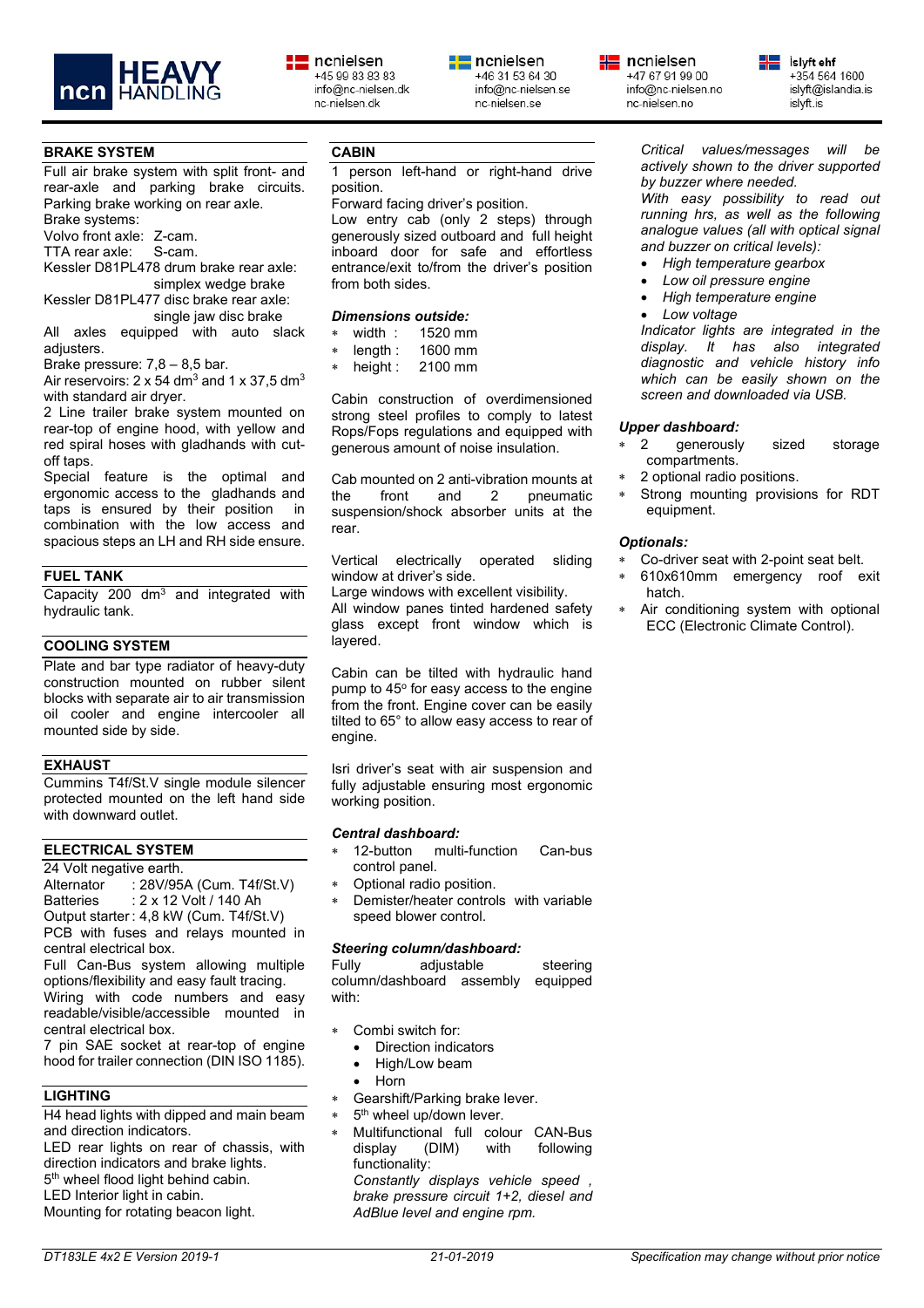## BRAKE SYSTEM

Full air brake system with split front- and rear-axle and parking brake circuits.
Parking brake working on rear axle.
Brake systems:
Volvo front axle: Z-cam.
TTA rear axle: S-cam.
Kessler D81PL478 drum brake rear axle: simplex wedge brake
Kessler D81PL477 disc brake rear axle: single jaw disc brake
All axles equipped with auto slack adjusters.
Brake pressure: 7,8 – 8,5 bar.
Air reservoirs: 2 x 54 $dm^3$ and 1 x 37,5 $dm^3$ with standard air dryer.
2 Line trailer brake system mounted on rear-top of engine hood, with yellow and red spiral hoses with gladhands with cut-off taps.
Special feature is the optimal and ergonomic access to the gladhands and taps is ensured by their position in combination with the low access and spacious steps an LH and RH side ensure.

## FUEL TANK

Capacity 200 $dm^3$ and integrated with hydraulic tank.

## COOLING SYSTEM

Plate and bar type radiator of heavy-duty construction mounted on rubber silent blocks with separate air to air transmission oil cooler and engine intercooler all mounted side by side.

## EXHAUST

Cummins T4f/St.V single module silencer protected mounted on the left hand side with downward outlet.

## ELECTRICAL SYSTEM

24 Volt negative earth.
Alternator : 28V/95A (Cum. T4f/St.V)
Batteries : 2 x 12 Volt / 140 Ah
Output starter : 4,8 kW (Cum. T4f/St.V)
PCB with fuses and relays mounted in central electrical box.
Full Can-Bus system allowing multiple options/flexibility and easy fault tracing.
Wiring with code numbers and easy readable/visible/accessible mounted in central electrical box.
7 pin SAE socket at rear-top of engine hood for trailer connection (DIN ISO 1185).

## LIGHTING

H4 head lights with dipped and main beam and direction indicators.
LED rear lights on rear of chassis, with direction indicators and brake lights.
5th wheel flood light behind cabin.
LED Interior light in cabin.
Mounting for rotating beacon light.

## CABIN

1 person left-hand or right-hand drive position.
Forward facing driver's position.
Low entry cab (only 2 steps) through generously sized outboard and full height inboard door for safe and effortless entrance/exit to/from the driver's position from both sides.

***Dimensions outside:***

* width : 1520 mm
* length : 1600 mm
* height : 2100 mm

Cabin construction of overdimensioned strong steel profiles to comply to latest Rops/Fops regulations and equipped with generous amount of noise insulation.

Cab mounted on 2 anti-vibration mounts at the front and 2 pneumatic suspension/shock absorber units at the rear.

Vertical electrically operated sliding window at driver's side.
Large windows with excellent visibility.
All window panes tinted hardened safety glass except front window which is layered.

Cabin can be tilted with hydraulic hand pump to 45° for easy access to the engine from the front. Engine cover can be easily tilted to 65° to allow easy access to rear of engine.

Isri driver's seat with air suspension and fully adjustable ensuring most ergonomic working position.

***Central dashboard:***

* 12-button multi-function Can-bus control panel.
* Optional radio position.
* Demister/heater controls with variable speed blower control.

***Steering column/dashboard:***

Fully adjustable steering column/dashboard assembly equipped with:

* Combi switch for:
  - Direction indicators
  - High/Low beam
  - Horn
* Gearshift/Parking brake lever.
* 5th wheel up/down lever.
* Multifunctional full colour CAN-Bus display (DIM) with following functionality:
  *Constantly displays vehicle speed , brake pressure circuit 1+2, diesel and AdBlue level and engine rpm.*

*Critical values/messages will be actively shown to the driver supported by buzzer where needed.*
*With easy possibility to read out running hrs, as well as the following analogue values (all with optical signal and buzzer on critical levels):*

- *High temperature gearbox*
- *Low oil pressure engine*
- *High temperature engine*
- *Low voltage*

*Indicator lights are integrated in the display. It has also integrated diagnostic and vehicle history info which can be easily shown on the screen and downloaded via USB.*

***Upper dashboard:***

* 2 generously sized storage compartments.
* 2 optional radio positions.
* Strong mounting provisions for RDT equipment.

***Optionals:***

* Co-driver seat with 2-point seat belt.
* 610x610mm emergency roof exit hatch.
* Air conditioning system with optional ECC (Electronic Climate Control).